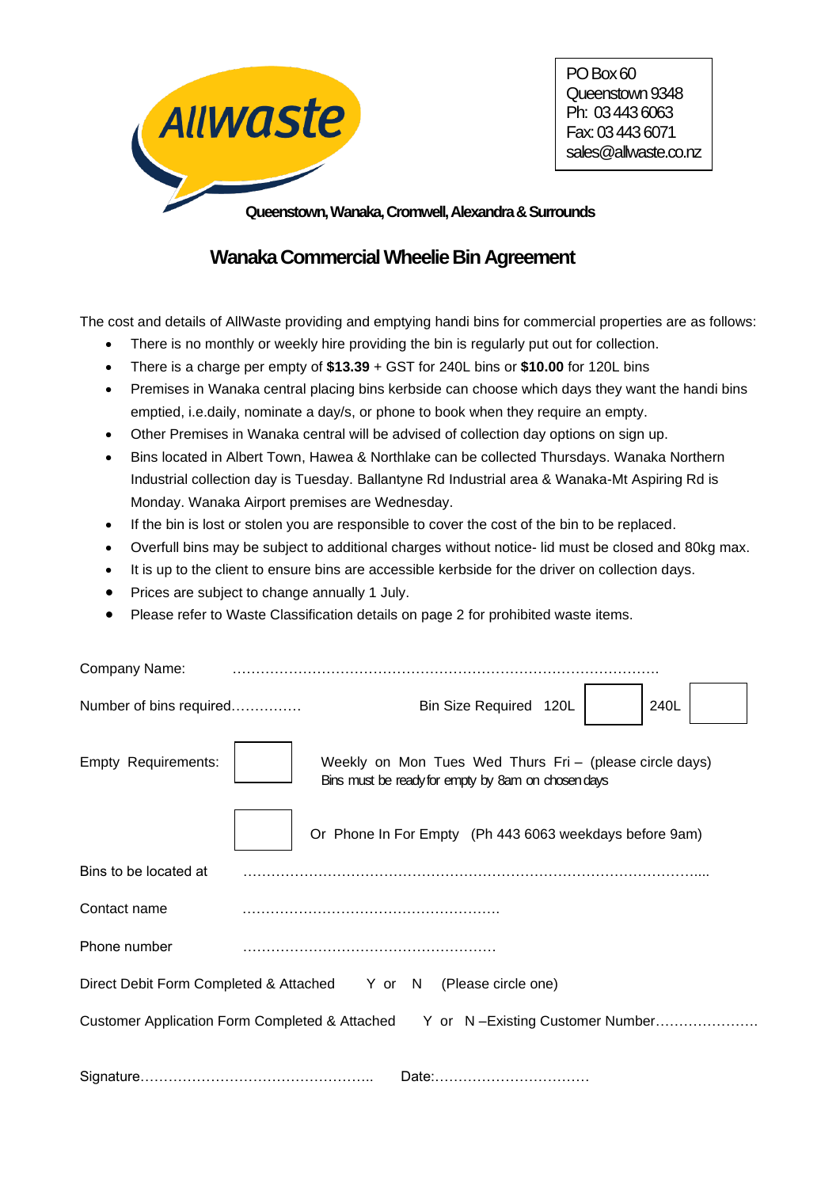Allwaste

PO Box 60
Queenstown 9348
Ph: 03 443 6063
Fax: 03 443 6071
sales@allwaste.co.nz

**Queenstown, Wanaka, Cromwell, Alexandra & Surrounds**

# Wanaka Commercial Wheelie Bin Agreement

The cost and details of AllWaste providing and emptying handi bins for commercial properties are as follows:

- There is no monthly or weekly hire providing the bin is regularly put out for collection.
- There is a charge per empty of **$13.39** + GST for 240L bins or **$10.00** for 120L bins
- Premises in Wanaka central placing bins kerbside can choose which days they want the handi bins emptied, i.e.daily, nominate a day/s, or phone to book when they require an empty.
- Other Premises in Wanaka central will be advised of collection day options on sign up.
- Bins located in Albert Town, Hawea & Northlake can be collected Thursdays. Wanaka Northern Industrial collection day is Tuesday. Ballantyne Rd Industrial area & Wanaka-Mt Aspiring Rd is Monday. Wanaka Airport premises are Wednesday.
- If the bin is lost or stolen you are responsible to cover the cost of the bin to be replaced.
- Overfull bins may be subject to additional charges without notice- lid must be closed and 80kg max.
- It is up to the client to ensure bins are accessible kerbside for the driver on collection days.
- Prices are subject to change annually 1 July.
- Please refer to Waste Classification details on page 2 for prohibited waste items.

Company Name: ……………………………………………………………………………….

Number of bins required…………… Bin Size Required 120L ☐ 240L ☐

Empty Requirements: ☐ Weekly on Mon Tues Wed Thurs Fri – (please circle days)
Bins must be ready for empty by 8am on chosen days

☐ Or Phone In For Empty (Ph 443 6063 weekdays before 9am)

Bins to be located at …………………………………………………………………………………....

Contact name ……………………………………………….

Phone number ……………………………………………….

Direct Debit Form Completed & Attached Y or N (Please circle one)

Customer Application Form Completed & Attached Y or N –Existing Customer Number………………….

Signature………………………………………….. Date:……………………………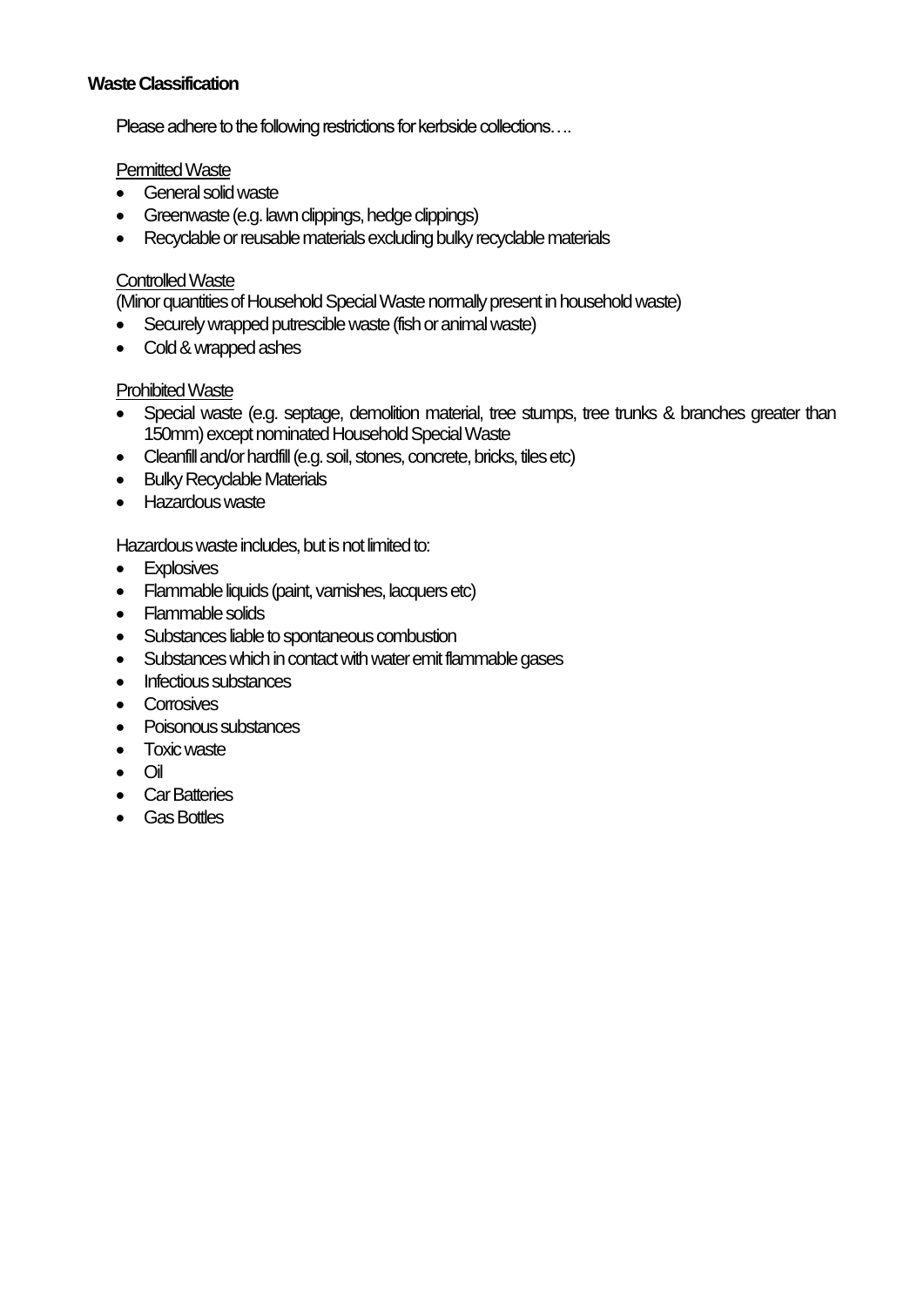**Waste Classification**

Please adhere to the following restrictions for kerbside collections….

Permitted Waste

- General solid waste
- Greenwaste (e.g. lawn clippings, hedge clippings)
- Recyclable or reusable materials excluding bulky recyclable materials

Controlled Waste

(Minor quantities of Household Special Waste normally present in household waste)

- Securely wrapped putrescible waste (fish or animal waste)
- Cold & wrapped ashes

Prohibited Waste

- Special waste (e.g. septage, demolition material, tree stumps, tree trunks & branches greater than 150mm) except nominated Household Special Waste
- Cleanfill and/or hardfill (e.g. soil, stones, concrete, bricks, tiles etc)
- Bulky Recyclable Materials
- Hazardous waste

Hazardous waste includes, but is not limited to:

- Explosives
- Flammable liquids (paint, varnishes, lacquers etc)
- Flammable solids
- Substances liable to spontaneous combustion
- Substances which in contact with water emit flammable gases
- Infectious substances
- Corrosives
- Poisonous substances
- Toxic waste
- Oil
- Car Batteries
- Gas Bottles